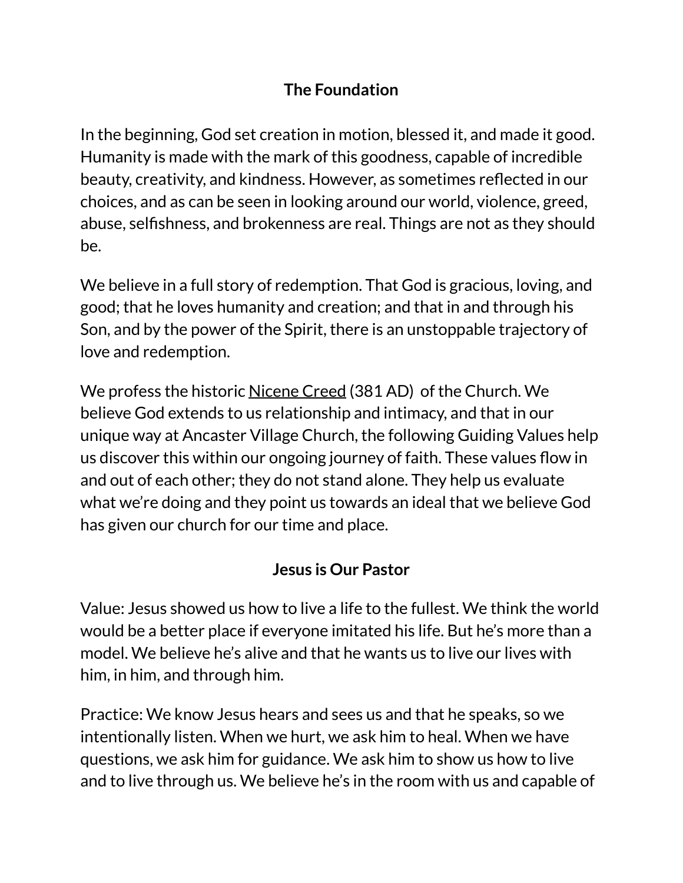## The Foundation

In the beginning, God set creation in motion, blessed it, and made it good. Humanity is made with the mark of this goodness, capable of incredible beauty, creativity, and kindness. However, as sometimes reflected in our choices, and as can be seen in looking around our world, violence, greed, abuse, selfishness, and brokenness are real. Things are not as they should be.

We believe in a full story of redemption. That God is gracious, loving, and good; that he loves humanity and creation; and that in and through his Son, and by the power of the Spirit, there is an unstoppable trajectory of love and redemption.

We profess the historic Nicene Creed (381 AD) of the Church. We believe God extends to us relationship and intimacy, and that in our unique way at Ancaster Village Church, the following Guiding Values help us discover this within our ongoing journey of faith. These values flow in and out of each other; they do not stand alone. They help us evaluate what we're doing and they point us towards an ideal that we believe God has given our church for our time and place.

## Jesus is Our Pastor

Value: Jesus showed us how to live a life to the fullest. We think the world would be a better place if everyone imitated his life. But he's more than a model. We believe he's alive and that he wants us to live our lives with him, in him, and through him.

Practice: We know Jesus hears and sees us and that he speaks, so we intentionally listen. When we hurt, we ask him to heal. When we have questions, we ask him for guidance. We ask him to show us how to live and to live through us. We believe he's in the room with us and capable of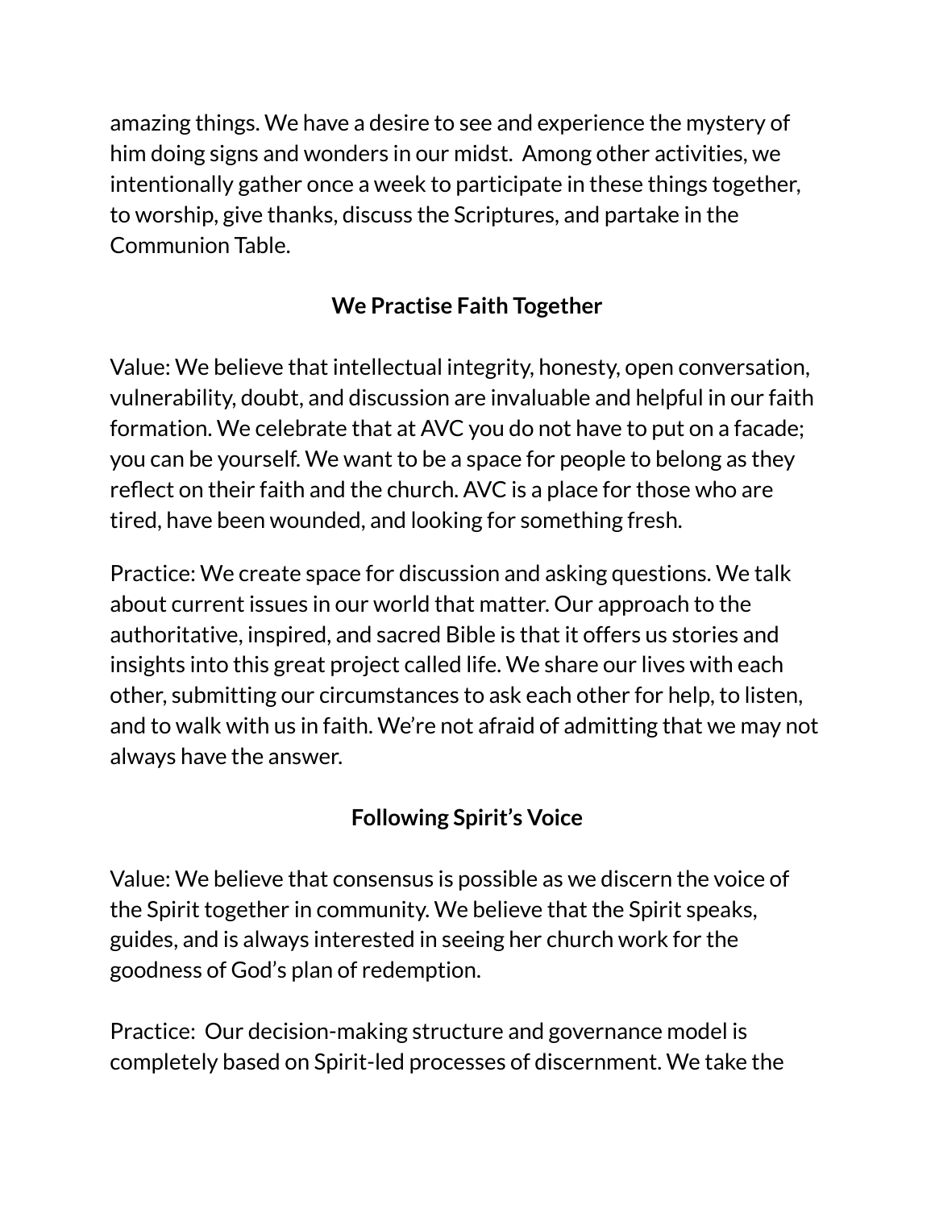amazing things. We have a desire to see and experience the mystery of him doing signs and wonders in our midst. Among other activities, we intentionally gather once a week to participate in these things together, to worship, give thanks, discuss the Scriptures, and partake in the Communion Table.

## We Practise Faith Together

Value: We believe that intellectual integrity, honesty, open conversation, vulnerability, doubt, and discussion are invaluable and helpful in our faith formation. We celebrate that at AVC you do not have to put on a facade; you can be yourself. We want to be a space for people to belong as they reflect on their faith and the church. AVC is a place for those who are tired, have been wounded, and looking for something fresh.

Practice: We create space for discussion and asking questions. We talk about current issues in our world that matter. Our approach to the authoritative, inspired, and sacred Bible is that it offers us stories and insights into this great project called life. We share our lives with each other, submitting our circumstances to ask each other for help, to listen, and to walk with us in faith. We're not afraid of admitting that we may not always have the answer.

## Following Spirit's Voice

Value: We believe that consensus is possible as we discern the voice of the Spirit together in community. We believe that the Spirit speaks, guides, and is always interested in seeing her church work for the goodness of God's plan of redemption.

Practice: Our decision-making structure and governance model is completely based on Spirit-led processes of discernment. We take the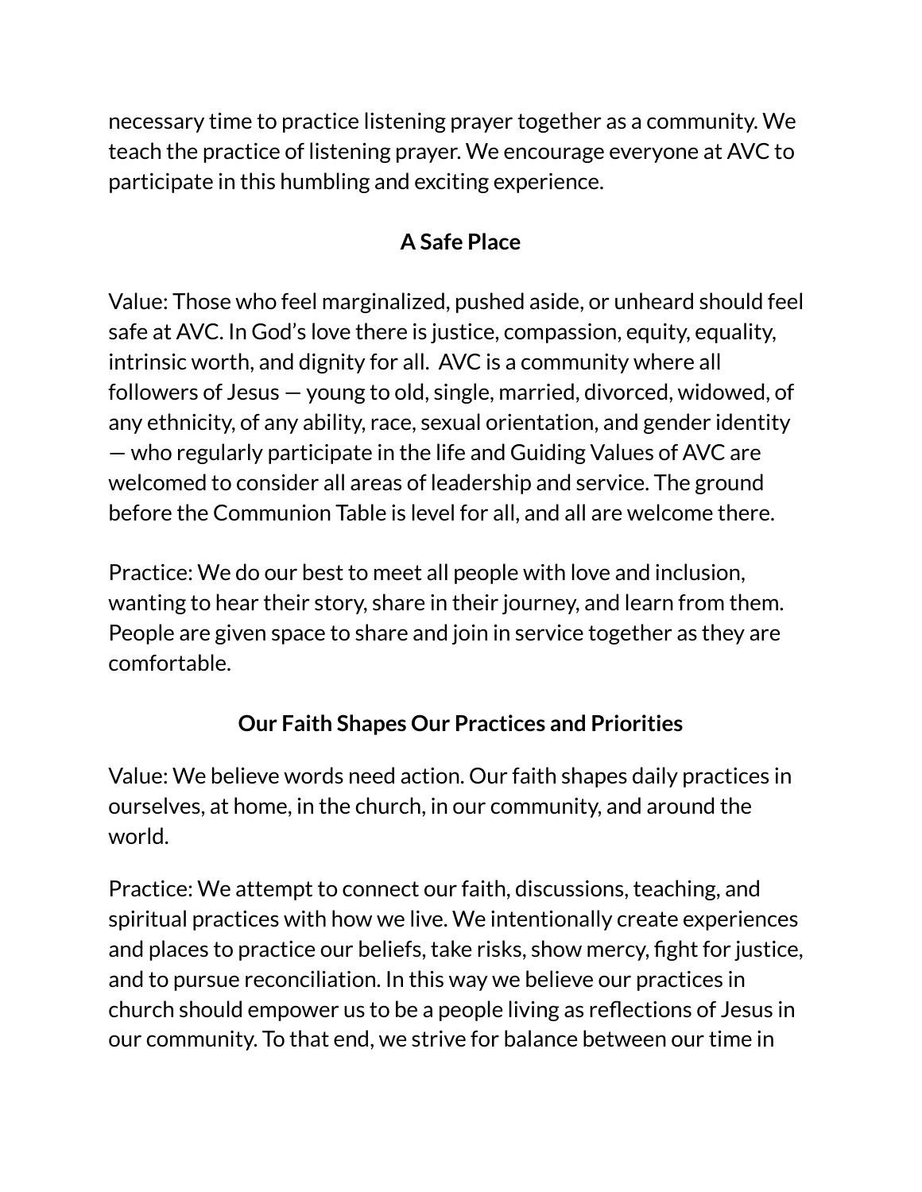necessary time to practice listening prayer together as a community. We teach the practice of listening prayer. We encourage everyone at AVC to participate in this humbling and exciting experience.

## A Safe Place

Value: Those who feel marginalized, pushed aside, or unheard should feel safe at AVC. In God's love there is justice, compassion, equity, equality, intrinsic worth, and dignity for all. AVC is a community where all followers of Jesus — young to old, single, married, divorced, widowed, of any ethnicity, of any ability, race, sexual orientation, and gender identity — who regularly participate in the life and Guiding Values of AVC are welcomed to consider all areas of leadership and service. The ground before the Communion Table is level for all, and all are welcome there.

Practice: We do our best to meet all people with love and inclusion, wanting to hear their story, share in their journey, and learn from them. People are given space to share and join in service together as they are comfortable.

## Our Faith Shapes Our Practices and Priorities

Value: We believe words need action. Our faith shapes daily practices in ourselves, at home, in the church, in our community, and around the world.

Practice: We attempt to connect our faith, discussions, teaching, and spiritual practices with how we live. We intentionally create experiences and places to practice our beliefs, take risks, show mercy, fight for justice, and to pursue reconciliation. In this way we believe our practices in church should empower us to be a people living as reflections of Jesus in our community. To that end, we strive for balance between our time in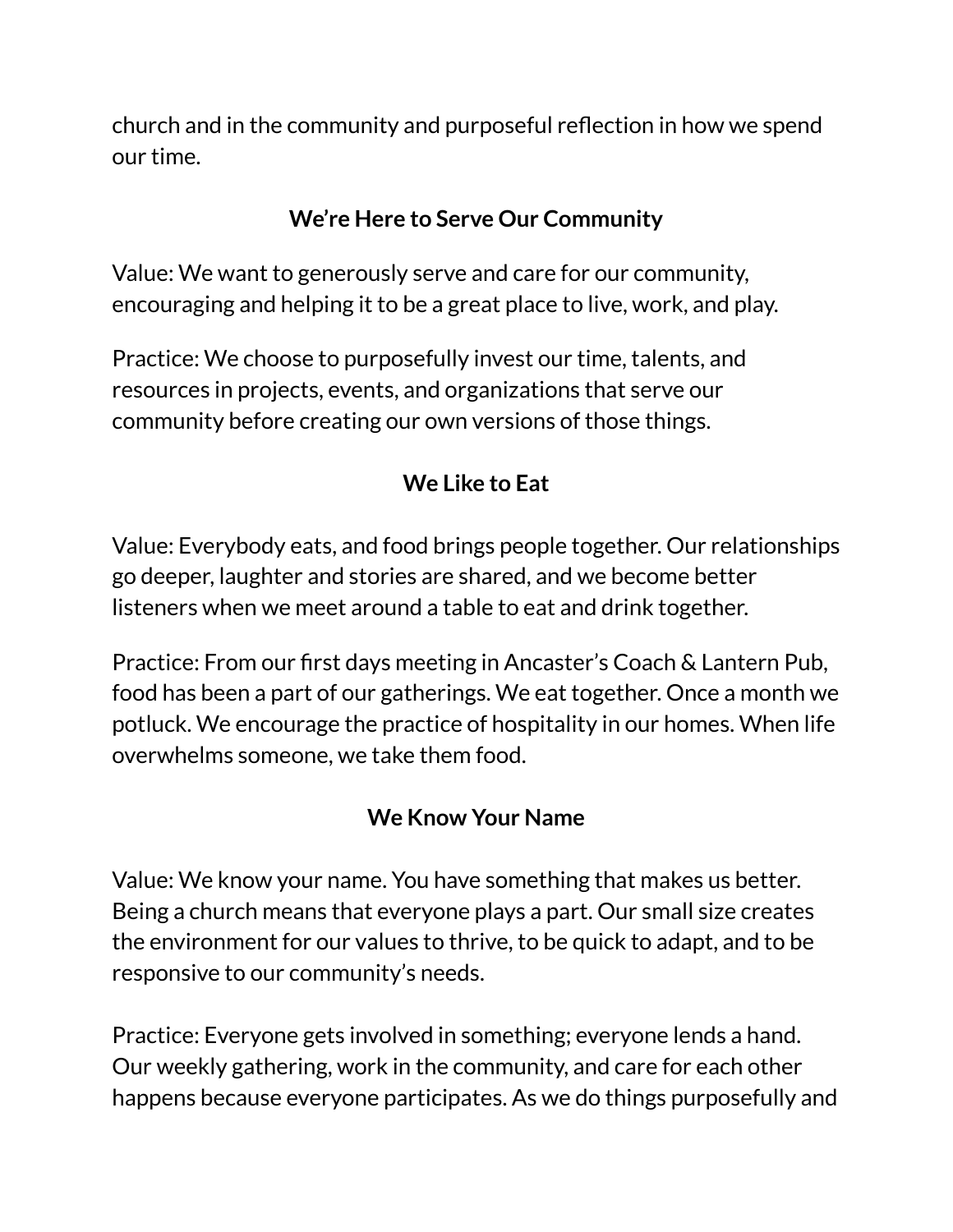church and in the community and purposeful reflection in how we spend our time.

**We're Here to Serve Our Community**

Value: We want to generously serve and care for our community, encouraging and helping it to be a great place to live, work, and play.

Practice: We choose to purposefully invest our time, talents, and resources in projects, events, and organizations that serve our community before creating our own versions of those things.

**We Like to Eat**

Value: Everybody eats, and food brings people together. Our relationships go deeper, laughter and stories are shared, and we become better listeners when we meet around a table to eat and drink together.

Practice: From our first days meeting in Ancaster's Coach & Lantern Pub, food has been a part of our gatherings. We eat together. Once a month we potluck. We encourage the practice of hospitality in our homes. When life overwhelms someone, we take them food.

**We Know Your Name**

Value: We know your name. You have something that makes us better. Being a church means that everyone plays a part. Our small size creates the environment for our values to thrive, to be quick to adapt, and to be responsive to our community's needs.

Practice: Everyone gets involved in something; everyone lends a hand. Our weekly gathering, work in the community, and care for each other happens because everyone participates. As we do things purposefully and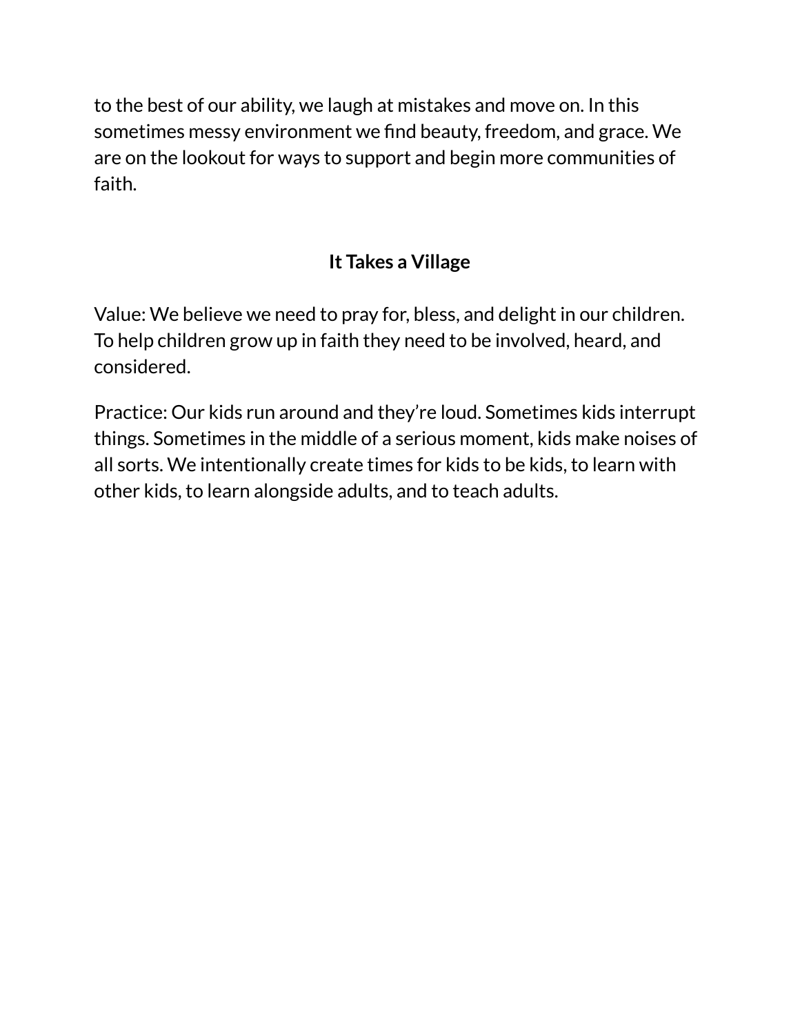to the best of our ability, we laugh at mistakes and move on. In this sometimes messy environment we find beauty, freedom, and grace. We are on the lookout for ways to support and begin more communities of faith.

## It Takes a Village

Value: We believe we need to pray for, bless, and delight in our children. To help children grow up in faith they need to be involved, heard, and considered.

Practice: Our kids run around and they're loud. Sometimes kids interrupt things. Sometimes in the middle of a serious moment, kids make noises of all sorts. We intentionally create times for kids to be kids, to learn with other kids, to learn alongside adults, and to teach adults.